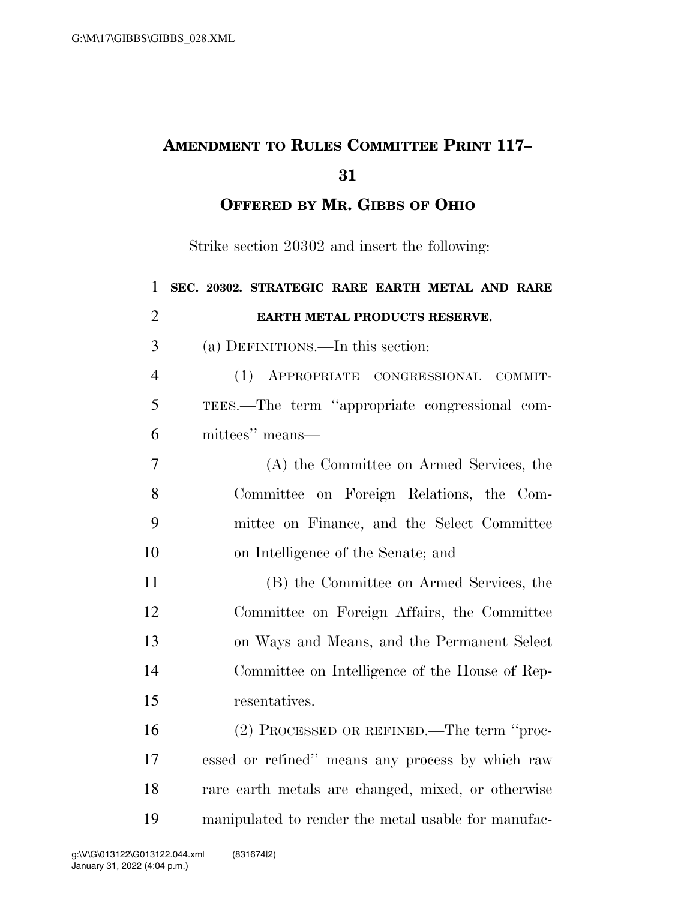# AMENDMENT TO RULES COMMITTEE PRINT 117–31

## OFFERED BY MR. GIBBS OF OHIO

Strike section 20302 and insert the following:

**SEC. 20302. STRATEGIC RARE EARTH METAL AND RARE EARTH METAL PRODUCTS RESERVE.**

(a) DEFINITIONS.—In this section:

(1) APPROPRIATE CONGRESSIONAL COMMITTEES.—The term ''appropriate congressional committees'' means—

(A) the Committee on Armed Services, the Committee on Foreign Relations, the Committee on Finance, and the Select Committee on Intelligence of the Senate; and

(B) the Committee on Armed Services, the Committee on Foreign Affairs, the Committee on Ways and Means, and the Permanent Select Committee on Intelligence of the House of Representatives.

(2) PROCESSED OR REFINED.—The term ''processed or refined'' means any process by which raw rare earth metals are changed, mixed, or otherwise manipulated to render the metal usable for manufac-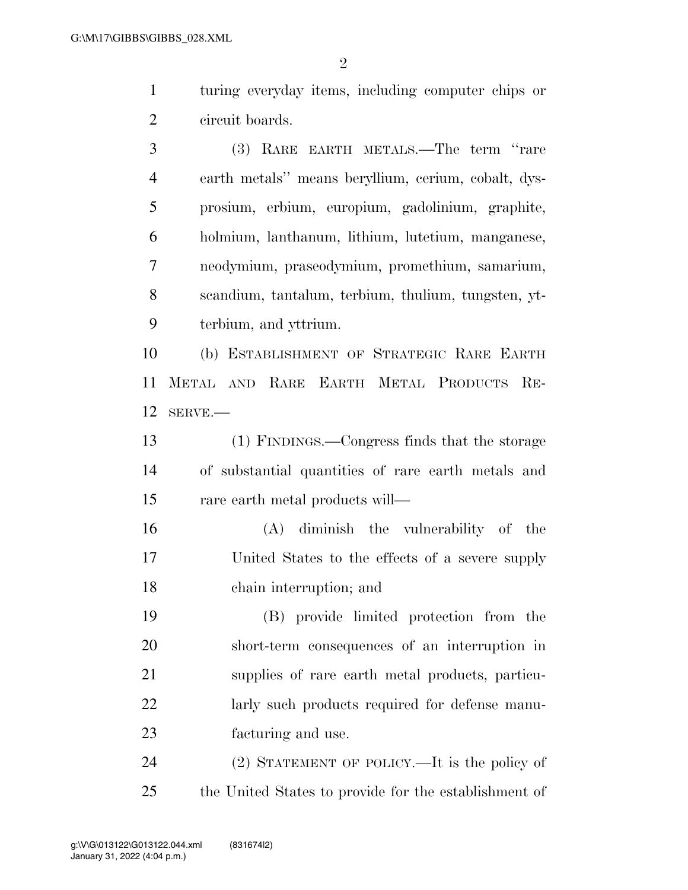turing everyday items, including computer chips or circuit boards.

(3) RARE EARTH METALS.—The term ''rare earth metals'' means beryllium, cerium, cobalt, dysprosium, erbium, europium, gadolinium, graphite, holmium, lanthanum, lithium, lutetium, manganese, neodymium, praseodymium, promethium, samarium, scandium, tantalum, terbium, thulium, tungsten, ytterbium, and yttrium.

(b) ESTABLISHMENT OF STRATEGIC RARE EARTH METAL AND RARE EARTH METAL PRODUCTS RESERVE.—

(1) FINDINGS.—Congress finds that the storage of substantial quantities of rare earth metals and rare earth metal products will—

(A) diminish the vulnerability of the United States to the effects of a severe supply chain interruption; and

(B) provide limited protection from the short-term consequences of an interruption in supplies of rare earth metal products, particularly such products required for defense manufacturing and use.

(2) STATEMENT OF POLICY.—It is the policy of the United States to provide for the establishment of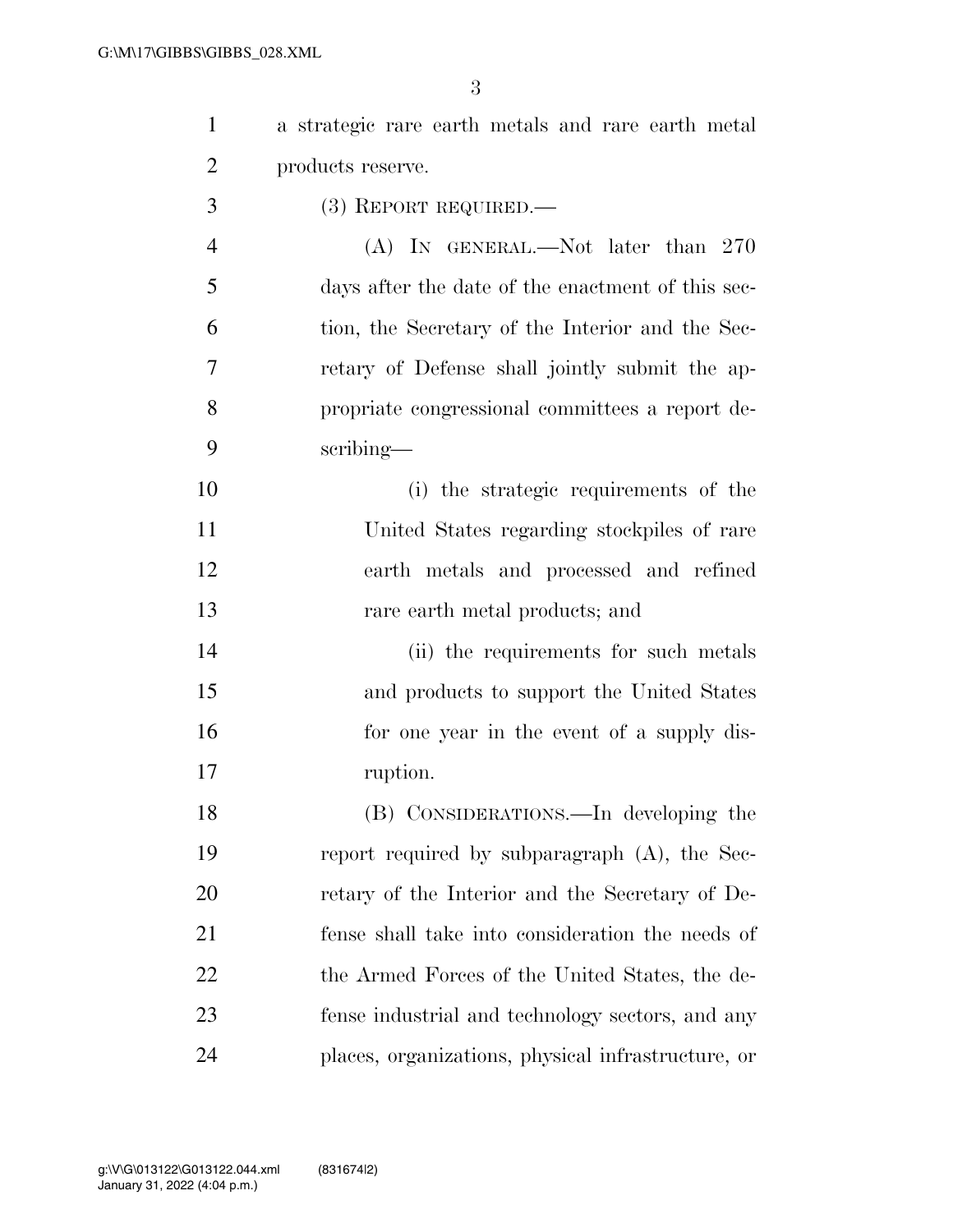a strategic rare earth metals and rare earth metal products reserve.

(3) REPORT REQUIRED.—

(A) IN GENERAL.—Not later than 270 days after the date of the enactment of this section, the Secretary of the Interior and the Secretary of Defense shall jointly submit the appropriate congressional committees a report describing—

(i) the strategic requirements of the United States regarding stockpiles of rare earth metals and processed and refined rare earth metal products; and

(ii) the requirements for such metals and products to support the United States for one year in the event of a supply disruption.

(B) CONSIDERATIONS.—In developing the report required by subparagraph (A), the Secretary of the Interior and the Secretary of Defense shall take into consideration the needs of the Armed Forces of the United States, the defense industrial and technology sectors, and any places, organizations, physical infrastructure, or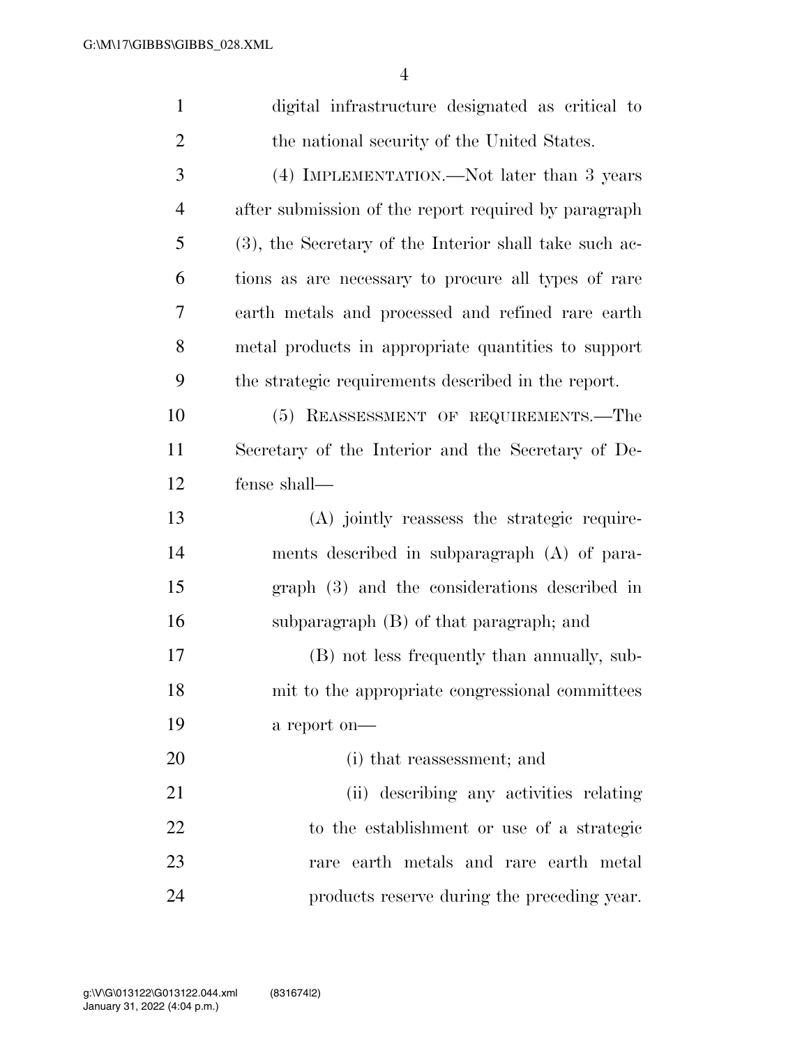digital infrastructure designated as critical to the national security of the United States.

(4) IMPLEMENTATION.—Not later than 3 years after submission of the report required by paragraph (3), the Secretary of the Interior shall take such actions as are necessary to procure all types of rare earth metals and processed and refined rare earth metal products in appropriate quantities to support the strategic requirements described in the report.

(5) REASSESSMENT OF REQUIREMENTS.—The Secretary of the Interior and the Secretary of Defense shall—

(A) jointly reassess the strategic requirements described in subparagraph (A) of paragraph (3) and the considerations described in subparagraph (B) of that paragraph; and

(B) not less frequently than annually, submit to the appropriate congressional committees a report on—

(i) that reassessment; and

(ii) describing any activities relating to the establishment or use of a strategic rare earth metals and rare earth metal products reserve during the preceding year.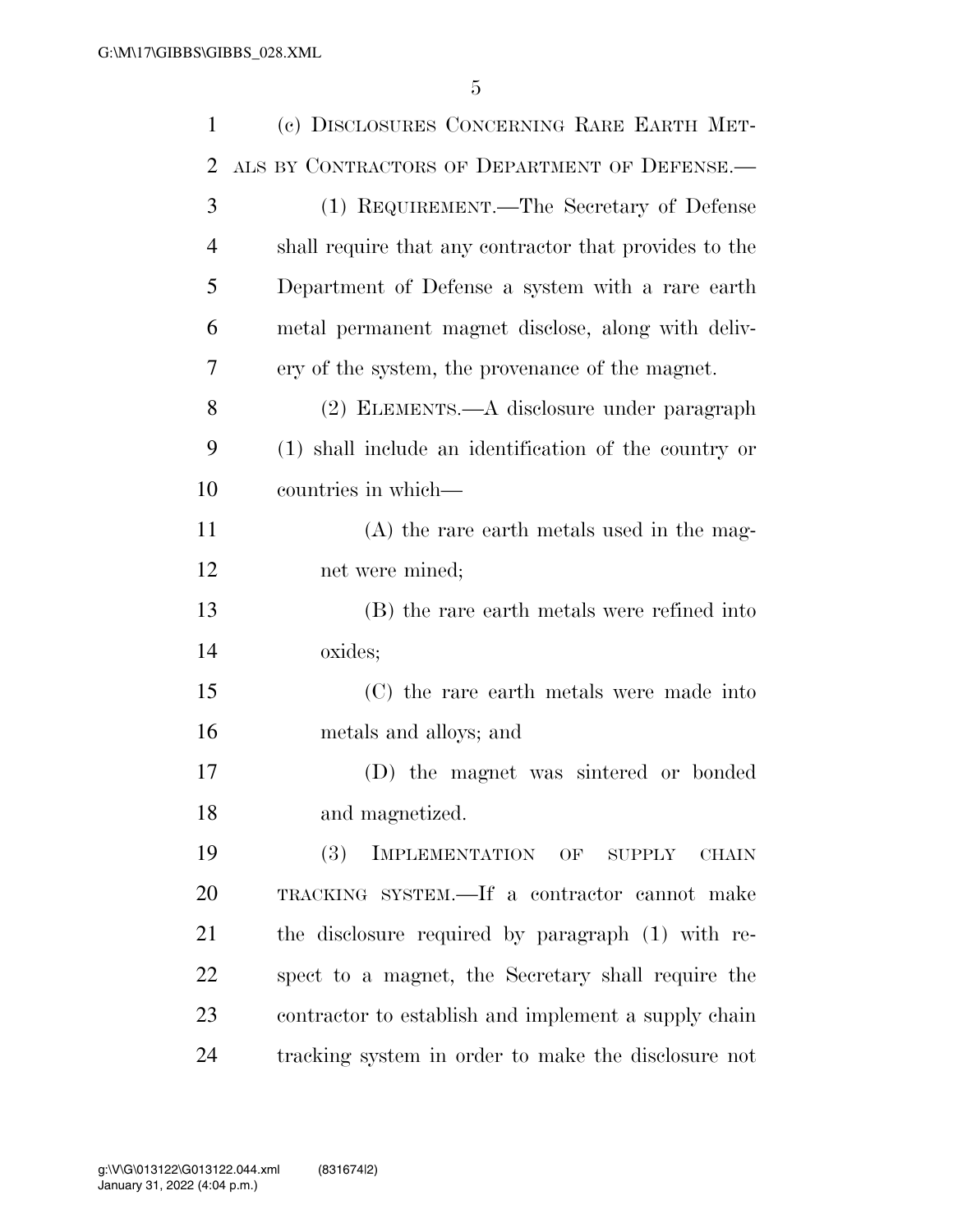(c) DISCLOSURES CONCERNING RARE EARTH METALS BY CONTRACTORS OF DEPARTMENT OF DEFENSE.—

(1) REQUIREMENT.—The Secretary of Defense shall require that any contractor that provides to the Department of Defense a system with a rare earth metal permanent magnet disclose, along with delivery of the system, the provenance of the magnet.

(2) ELEMENTS.—A disclosure under paragraph (1) shall include an identification of the country or countries in which—

(A) the rare earth metals used in the magnet were mined;

(B) the rare earth metals were refined into oxides;

(C) the rare earth metals were made into metals and alloys; and

(D) the magnet was sintered or bonded and magnetized.

(3) IMPLEMENTATION OF SUPPLY CHAIN TRACKING SYSTEM.—If a contractor cannot make the disclosure required by paragraph (1) with respect to a magnet, the Secretary shall require the contractor to establish and implement a supply chain tracking system in order to make the disclosure not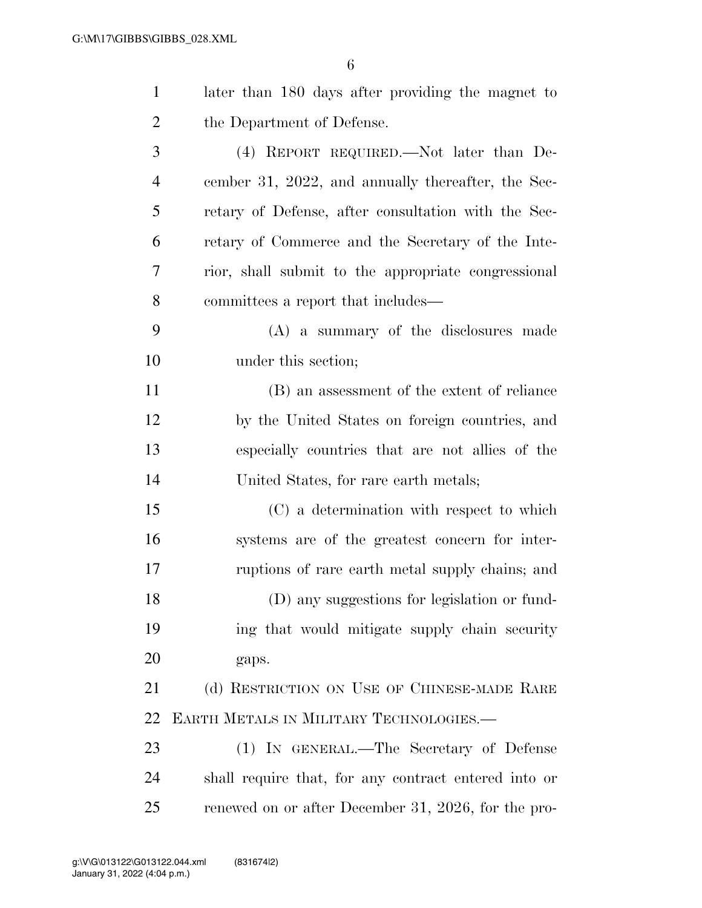later than 180 days after providing the magnet to the Department of Defense.

(4) REPORT REQUIRED.—Not later than December 31, 2022, and annually thereafter, the Secretary of Defense, after consultation with the Secretary of Commerce and the Secretary of the Interior, shall submit to the appropriate congressional committees a report that includes—

(A) a summary of the disclosures made under this section;

(B) an assessment of the extent of reliance by the United States on foreign countries, and especially countries that are not allies of the United States, for rare earth metals;

(C) a determination with respect to which systems are of the greatest concern for interruptions of rare earth metal supply chains; and

(D) any suggestions for legislation or funding that would mitigate supply chain security gaps.

(d) RESTRICTION ON USE OF CHINESE-MADE RARE EARTH METALS IN MILITARY TECHNOLOGIES.—

(1) IN GENERAL.—The Secretary of Defense shall require that, for any contract entered into or renewed on or after December 31, 2026, for the pro-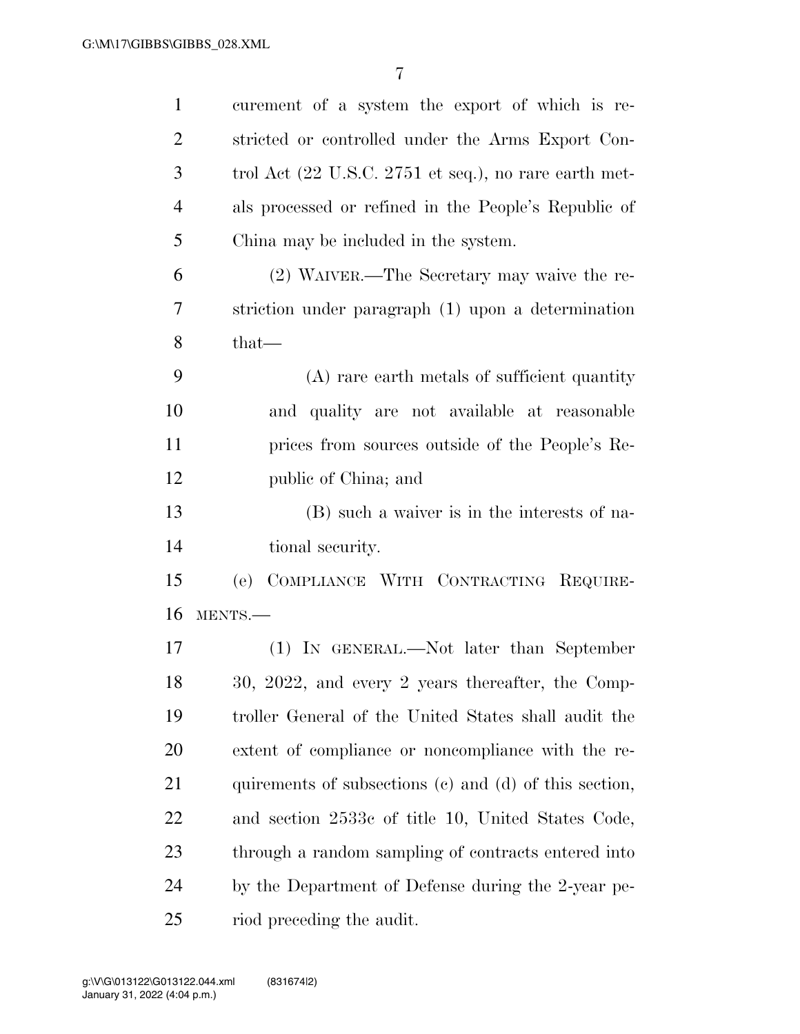curement of a system the export of which is restricted or controlled under the Arms Export Control Act (22 U.S.C. 2751 et seq.), no rare earth metals processed or refined in the People's Republic of China may be included in the system.

(2) WAIVER.—The Secretary may waive the restriction under paragraph (1) upon a determination that—

(A) rare earth metals of sufficient quantity and quality are not available at reasonable prices from sources outside of the People's Republic of China; and

(B) such a waiver is in the interests of national security.

(e) COMPLIANCE WITH CONTRACTING REQUIREMENTS.—

(1) IN GENERAL.—Not later than September 30, 2022, and every 2 years thereafter, the Comptroller General of the United States shall audit the extent of compliance or noncompliance with the requirements of subsections (c) and (d) of this section, and section 2533c of title 10, United States Code, through a random sampling of contracts entered into by the Department of Defense during the 2-year period preceding the audit.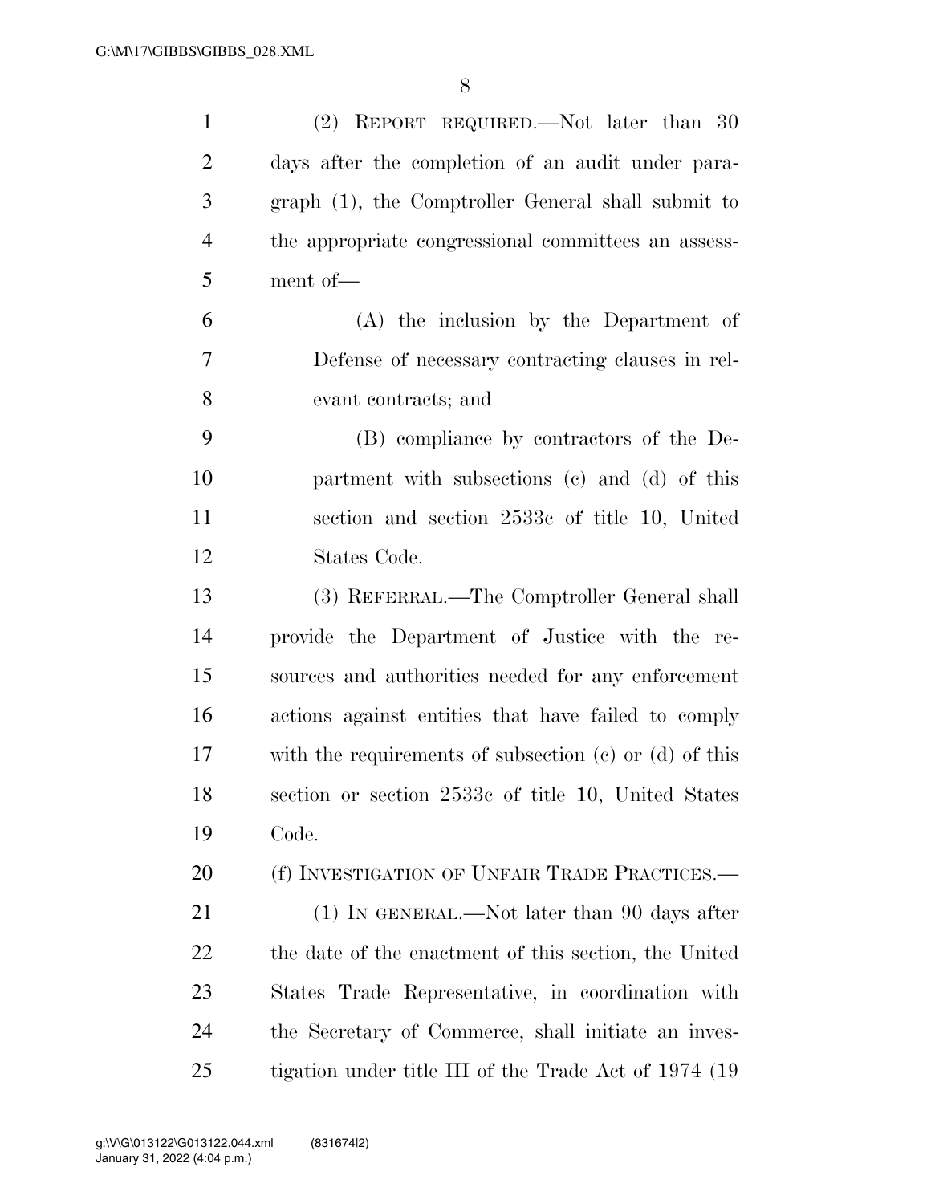(2) REPORT REQUIRED.—Not later than 30 days after the completion of an audit under paragraph (1), the Comptroller General shall submit to the appropriate congressional committees an assessment of—

(A) the inclusion by the Department of Defense of necessary contracting clauses in relevant contracts; and

(B) compliance by contractors of the Department with subsections (c) and (d) of this section and section 2533c of title 10, United States Code.

(3) REFERRAL.—The Comptroller General shall provide the Department of Justice with the resources and authorities needed for any enforcement actions against entities that have failed to comply with the requirements of subsection (c) or (d) of this section or section 2533c of title 10, United States Code.

(f) INVESTIGATION OF UNFAIR TRADE PRACTICES.—

(1) IN GENERAL.—Not later than 90 days after the date of the enactment of this section, the United States Trade Representative, in coordination with the Secretary of Commerce, shall initiate an investigation under title III of the Trade Act of 1974 (19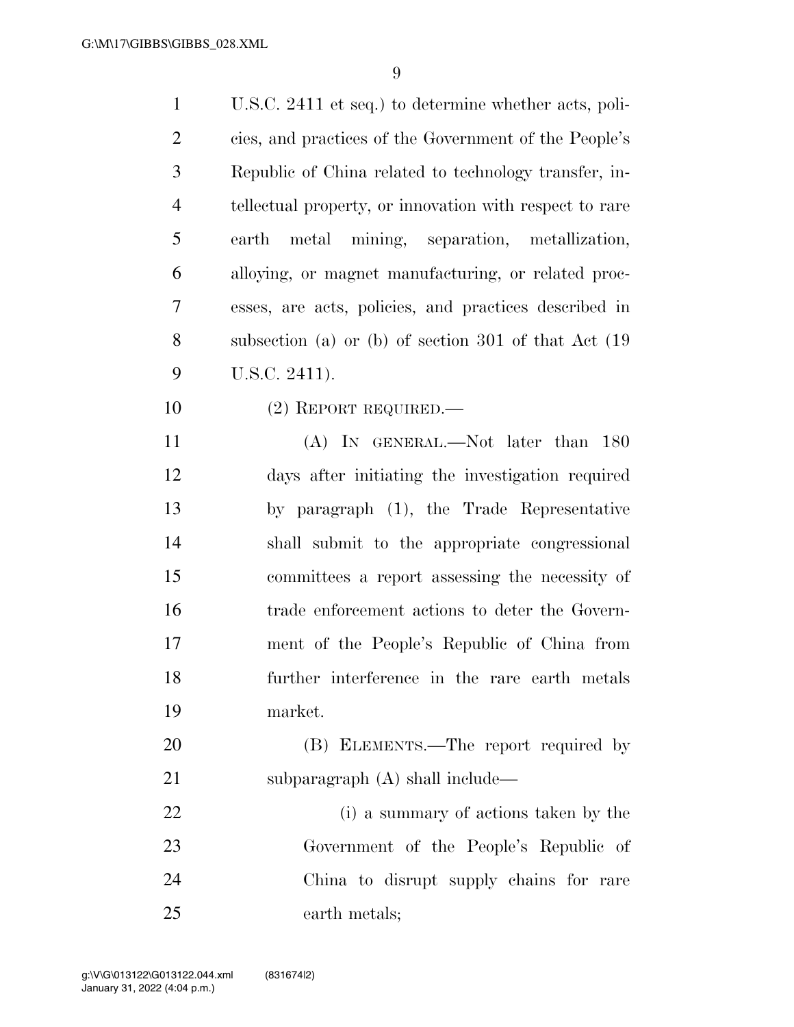U.S.C. 2411 et seq.) to determine whether acts, policies, and practices of the Government of the People's Republic of China related to technology transfer, intellectual property, or innovation with respect to rare earth metal mining, separation, metallization, alloying, or magnet manufacturing, or related processes, are acts, policies, and practices described in subsection (a) or (b) of section 301 of that Act (19 U.S.C. 2411).

(2) REPORT REQUIRED.—

(A) IN GENERAL.—Not later than 180 days after initiating the investigation required by paragraph (1), the Trade Representative shall submit to the appropriate congressional committees a report assessing the necessity of trade enforcement actions to deter the Government of the People's Republic of China from further interference in the rare earth metals market.

(B) ELEMENTS.—The report required by subparagraph (A) shall include—

(i) a summary of actions taken by the Government of the People's Republic of China to disrupt supply chains for rare earth metals;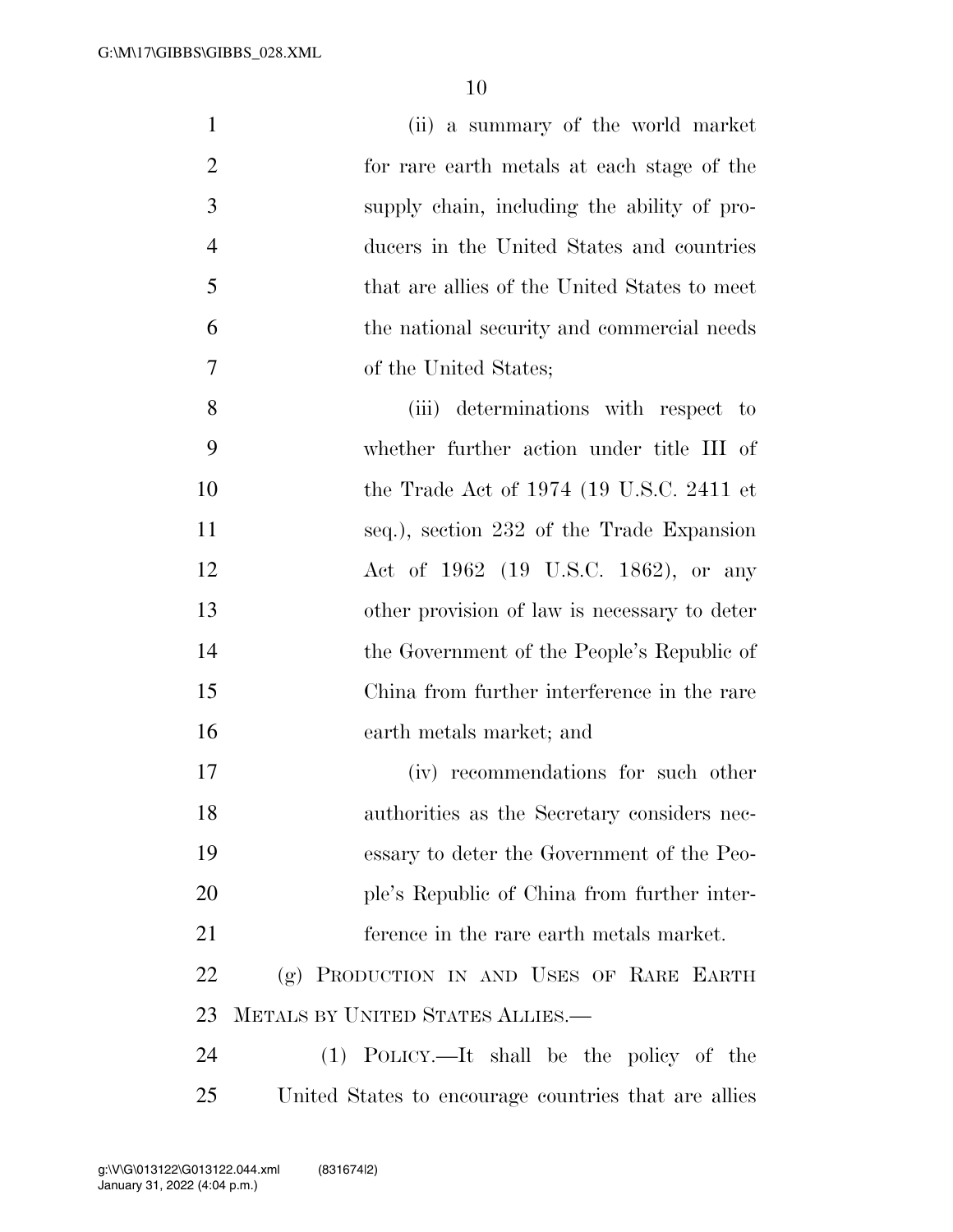(ii) a summary of the world market for rare earth metals at each stage of the supply chain, including the ability of producers in the United States and countries that are allies of the United States to meet the national security and commercial needs of the United States;

(iii) determinations with respect to whether further action under title III of the Trade Act of 1974 (19 U.S.C. 2411 et seq.), section 232 of the Trade Expansion Act of 1962 (19 U.S.C. 1862), or any other provision of law is necessary to deter the Government of the People's Republic of China from further interference in the rare earth metals market; and

(iv) recommendations for such other authorities as the Secretary considers necessary to deter the Government of the People's Republic of China from further interference in the rare earth metals market.

(g) PRODUCTION IN AND USES OF RARE EARTH METALS BY UNITED STATES ALLIES.—

(1) POLICY.—It shall be the policy of the United States to encourage countries that are allies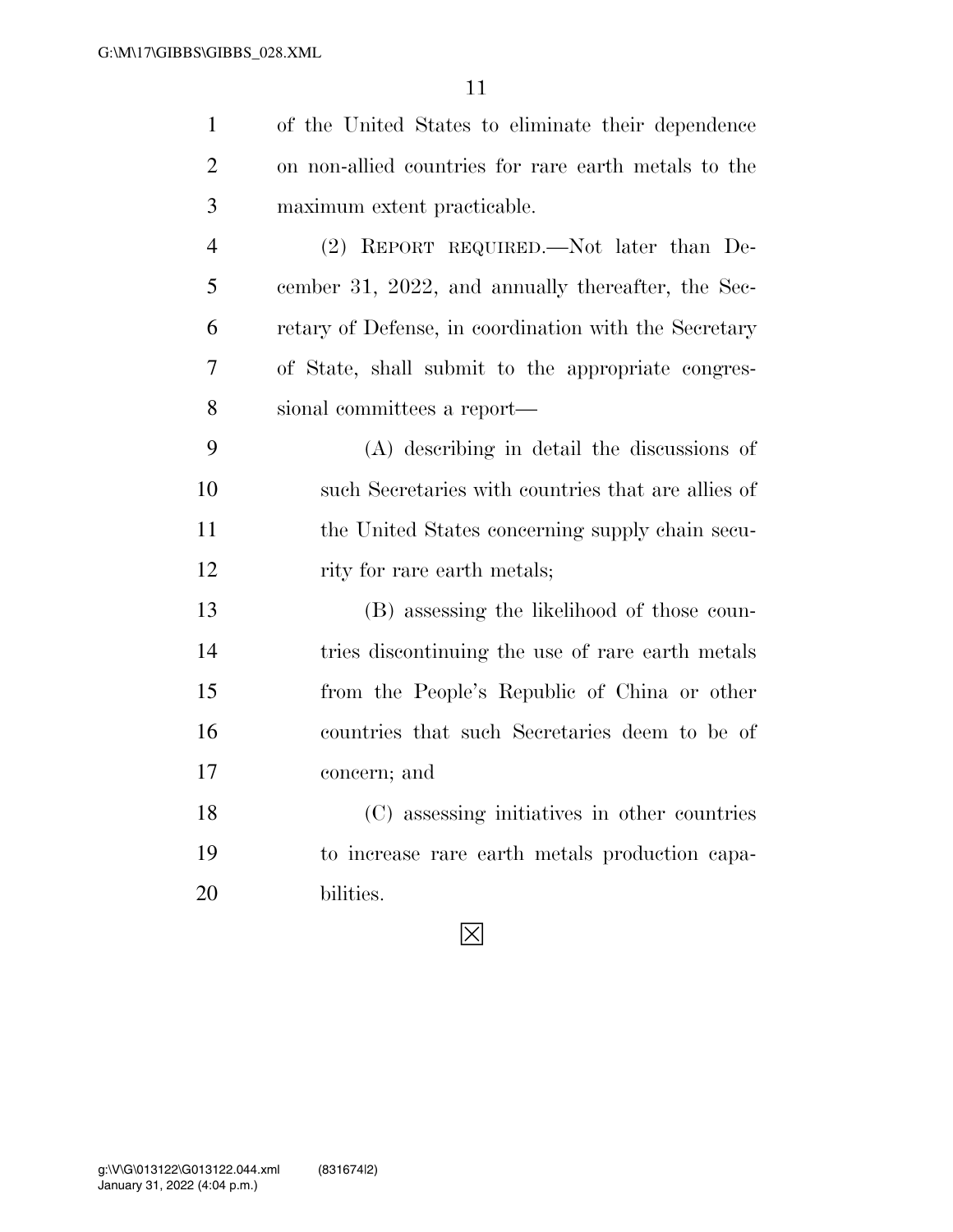of the United States to eliminate their dependence on non-allied countries for rare earth metals to the maximum extent practicable.

(2) REPORT REQUIRED.—Not later than December 31, 2022, and annually thereafter, the Secretary of Defense, in coordination with the Secretary of State, shall submit to the appropriate congressional committees a report—

(A) describing in detail the discussions of such Secretaries with countries that are allies of the United States concerning supply chain security for rare earth metals;

(B) assessing the likelihood of those countries discontinuing the use of rare earth metals from the People's Republic of China or other countries that such Secretaries deem to be of concern; and

(C) assessing initiatives in other countries to increase rare earth metals production capabilities.